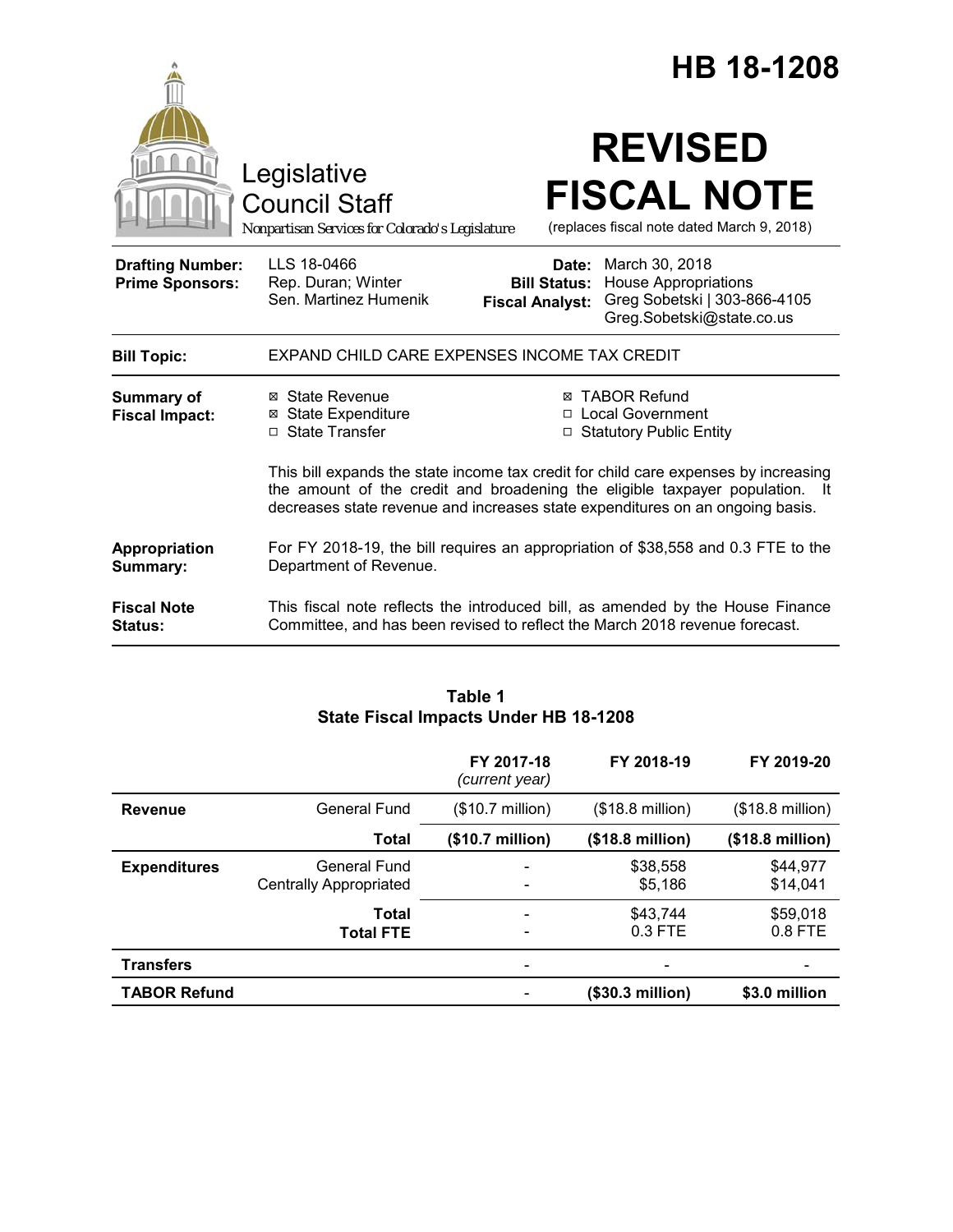# HB 18-1208

Legislative Council Staff

*Nonpartisan Services for Colorado's Legislature*

# REVISED FISCAL NOTE

(replaces fiscal note dated March 9, 2018)

| | | | |
|---|---|---|---|
| **Drafting Number:** | LLS 18-0466 | **Date:** | March 30, 2018 |
| **Prime Sponsors:** | Rep. Duran; Winter<br>Sen. Martinez Humenik | **Bill Status:** | House Appropriations |
| | | **Fiscal Analyst:** | Greg Sobetski \| 303-866-4105<br>Greg.Sobetski@state.co.us |

| | |
|---|---|
| **Bill Topic:** | EXPAND CHILD CARE EXPENSES INCOME TAX CREDIT |
| **Summary of Fiscal Impact:** | ☒ State Revenue ☒ State Expenditure ☐ State Transfer ☒ TABOR Refund ☐ Local Government ☐ Statutory Public Entity<br><br>This bill expands the state income tax credit for child care expenses by increasing the amount of the credit and broadening the eligible taxpayer population. It decreases state revenue and increases state expenditures on an ongoing basis. |
| **Appropriation Summary:** | For FY 2018-19, the bill requires an appropriation of $38,558 and 0.3 FTE to the Department of Revenue. |
| **Fiscal Note Status:** | This fiscal note reflects the introduced bill, as amended by the House Finance Committee, and has been revised to reflect the March 2018 revenue forecast. |

**Table 1**
**State Fiscal Impacts Under HB 18-1208**

| | | FY 2017-18 *(current year)* | FY 2018-19 | FY 2019-20 |
|---|---|---|---|---|
| **Revenue** | General Fund | ($10.7 million) | ($18.8 million) | ($18.8 million) |
| | **Total** | **($10.7 million)** | **($18.8 million)** | **($18.8 million)** |
| **Expenditures** | General Fund | - | $38,558 | $44,977 |
| | Centrally Appropriated | - | $5,186 | $14,041 |
| | **Total** | - | $43,744 | $59,018 |
| | **Total FTE** | - | 0.3 FTE | 0.8 FTE |
| **Transfers** | | - | - | - |
| **TABOR Refund** | | - | **($30.3 million)** | **$3.0 million** |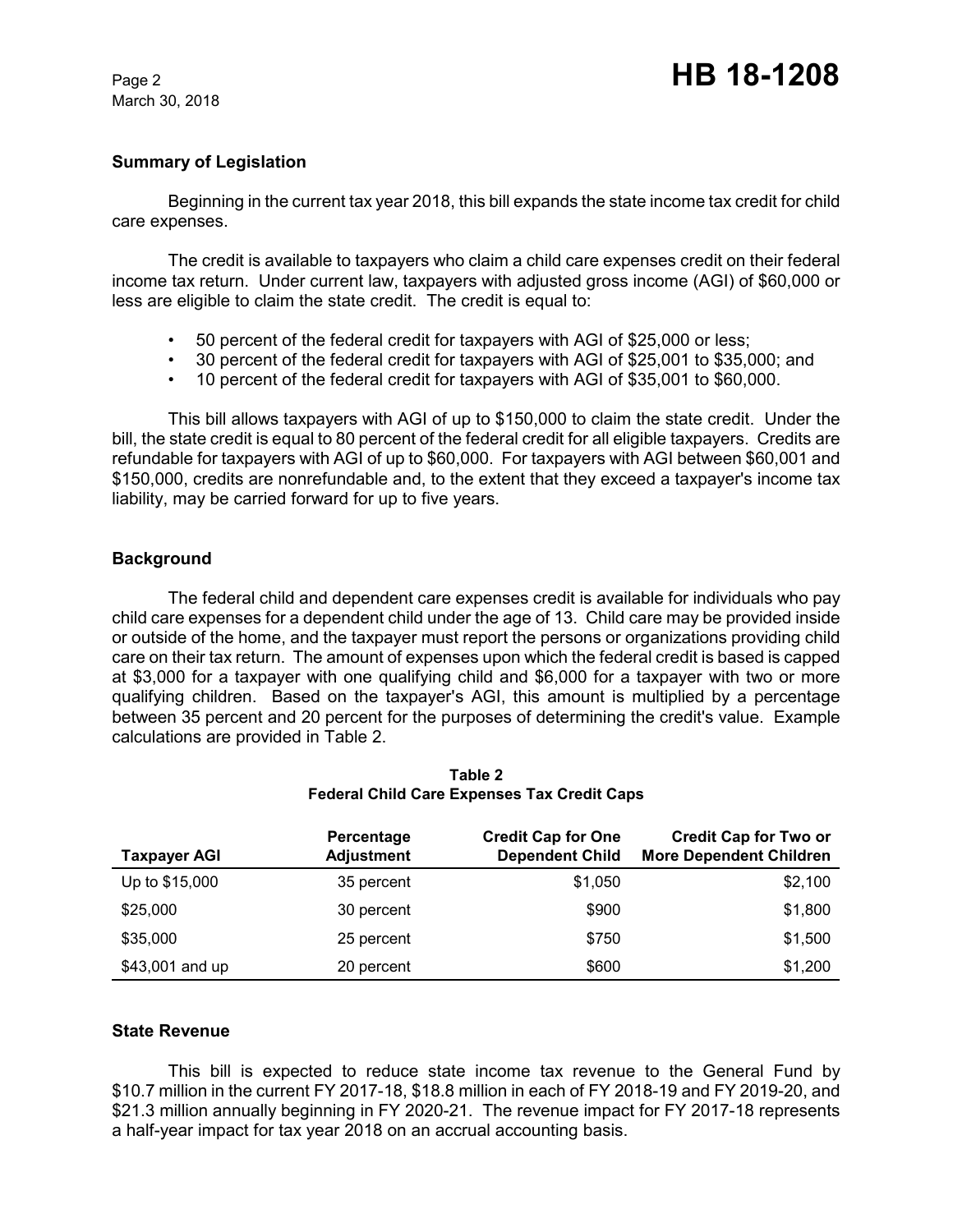## Summary of Legislation

Beginning in the current tax year 2018, this bill expands the state income tax credit for child care expenses.

The credit is available to taxpayers who claim a child care expenses credit on their federal income tax return. Under current law, taxpayers with adjusted gross income (AGI) of $60,000 or less are eligible to claim the state credit. The credit is equal to:

- 50 percent of the federal credit for taxpayers with AGI of $25,000 or less;
- 30 percent of the federal credit for taxpayers with AGI of $25,001 to $35,000; and
- 10 percent of the federal credit for taxpayers with AGI of $35,001 to $60,000.

This bill allows taxpayers with AGI of up to $150,000 to claim the state credit. Under the bill, the state credit is equal to 80 percent of the federal credit for all eligible taxpayers. Credits are refundable for taxpayers with AGI of up to $60,000. For taxpayers with AGI between $60,001 and $150,000, credits are nonrefundable and, to the extent that they exceed a taxpayer's income tax liability, may be carried forward for up to five years.

## Background

The federal child and dependent care expenses credit is available for individuals who pay child care expenses for a dependent child under the age of 13. Child care may be provided inside or outside of the home, and the taxpayer must report the persons or organizations providing child care on their tax return. The amount of expenses upon which the federal credit is based is capped at $3,000 for a taxpayer with one qualifying child and $6,000 for a taxpayer with two or more qualifying children. Based on the taxpayer's AGI, this amount is multiplied by a percentage between 35 percent and 20 percent for the purposes of determining the credit's value. Example calculations are provided in Table 2.

**Table 2**
**Federal Child Care Expenses Tax Credit Caps**

| Taxpayer AGI | Percentage Adjustment | Credit Cap for One Dependent Child | Credit Cap for Two or More Dependent Children |
|---|---|---|---|
| Up to $15,000 | 35 percent | $1,050 | $2,100 |
| $25,000 | 30 percent | $900 | $1,800 |
| $35,000 | 25 percent | $750 | $1,500 |
| $43,001 and up | 20 percent | $600 | $1,200 |

## State Revenue

This bill is expected to reduce state income tax revenue to the General Fund by $10.7 million in the current FY 2017-18, $18.8 million in each of FY 2018-19 and FY 2019-20, and $21.3 million annually beginning in FY 2020-21. The revenue impact for FY 2017-18 represents a half-year impact for tax year 2018 on an accrual accounting basis.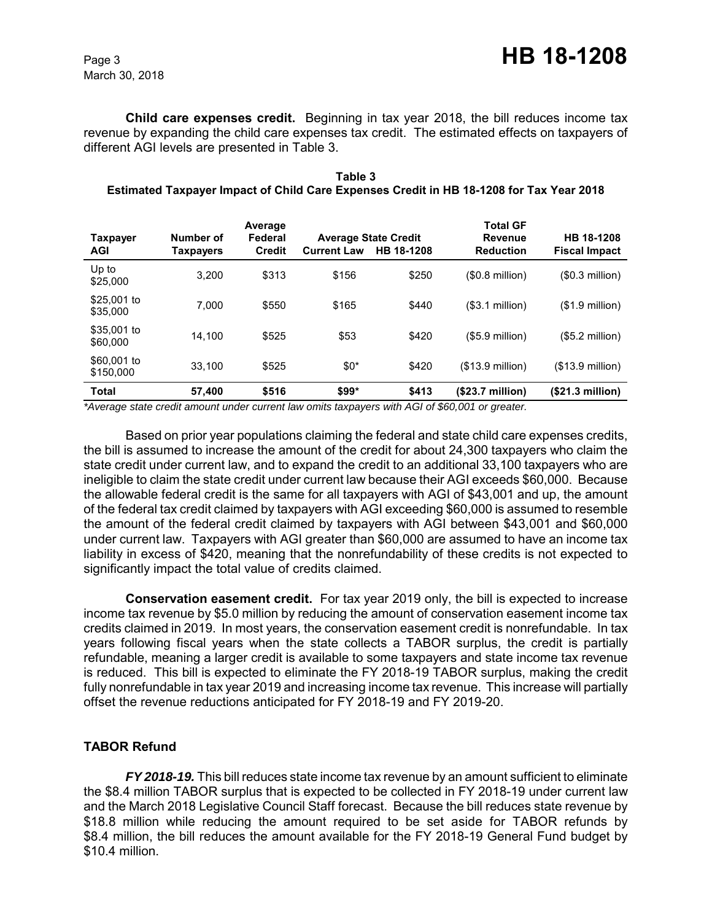**Child care expenses credit.** Beginning in tax year 2018, the bill reduces income tax revenue by expanding the child care expenses tax credit. The estimated effects on taxpayers of different AGI levels are presented in Table 3.

**Table 3**
**Estimated Taxpayer Impact of Child Care Expenses Credit in HB 18-1208 for Tax Year 2018**

| Taxpayer AGI | Number of Taxpayers | Average Federal Credit | Average State Credit | | Total GF Revenue Reduction | HB 18-1208 Fiscal Impact |
|---|---|---|---|---|---|---|
| | | | Current Law | HB 18-1208 | | |
| Up to $25,000 | 3,200 | $313 | $156 | $250 | ($0.8 million) | ($0.3 million) |
| $25,001 to $35,000 | 7,000 | $550 | $165 | $440 | ($3.1 million) | ($1.9 million) |
| $35,001 to $60,000 | 14,100 | $525 | $53 | $420 | ($5.9 million) | ($5.2 million) |
| $60,001 to $150,000 | 33,100 | $525 | $0* | $420 | ($13.9 million) | ($13.9 million) |
| **Total** | **57,400** | **$516** | **$99*** | **$413** | **($23.7 million)** | **($21.3 million)** |

*Average state credit amount under current law omits taxpayers with AGI of $60,001 or greater.*

Based on prior year populations claiming the federal and state child care expenses credits, the bill is assumed to increase the amount of the credit for about 24,300 taxpayers who claim the state credit under current law, and to expand the credit to an additional 33,100 taxpayers who are ineligible to claim the state credit under current law because their AGI exceeds $60,000. Because the allowable federal credit is the same for all taxpayers with AGI of $43,001 and up, the amount of the federal tax credit claimed by taxpayers with AGI exceeding $60,000 is assumed to resemble the amount of the federal credit claimed by taxpayers with AGI between $43,001 and $60,000 under current law. Taxpayers with AGI greater than $60,000 are assumed to have an income tax liability in excess of $420, meaning that the nonrefundability of these credits is not expected to significantly impact the total value of credits claimed.

**Conservation easement credit.** For tax year 2019 only, the bill is expected to increase income tax revenue by $5.0 million by reducing the amount of conservation easement income tax credits claimed in 2019. In most years, the conservation easement credit is nonrefundable. In tax years following fiscal years when the state collects a TABOR surplus, the credit is partially refundable, meaning a larger credit is available to some taxpayers and state income tax revenue is reduced. This bill is expected to eliminate the FY 2018-19 TABOR surplus, making the credit fully nonrefundable in tax year 2019 and increasing income tax revenue. This increase will partially offset the revenue reductions anticipated for FY 2018-19 and FY 2019-20.

## TABOR Refund

***FY 2018-19.*** This bill reduces state income tax revenue by an amount sufficient to eliminate the $8.4 million TABOR surplus that is expected to be collected in FY 2018-19 under current law and the March 2018 Legislative Council Staff forecast. Because the bill reduces state revenue by $18.8 million while reducing the amount required to be set aside for TABOR refunds by $8.4 million, the bill reduces the amount available for the FY 2018-19 General Fund budget by $10.4 million.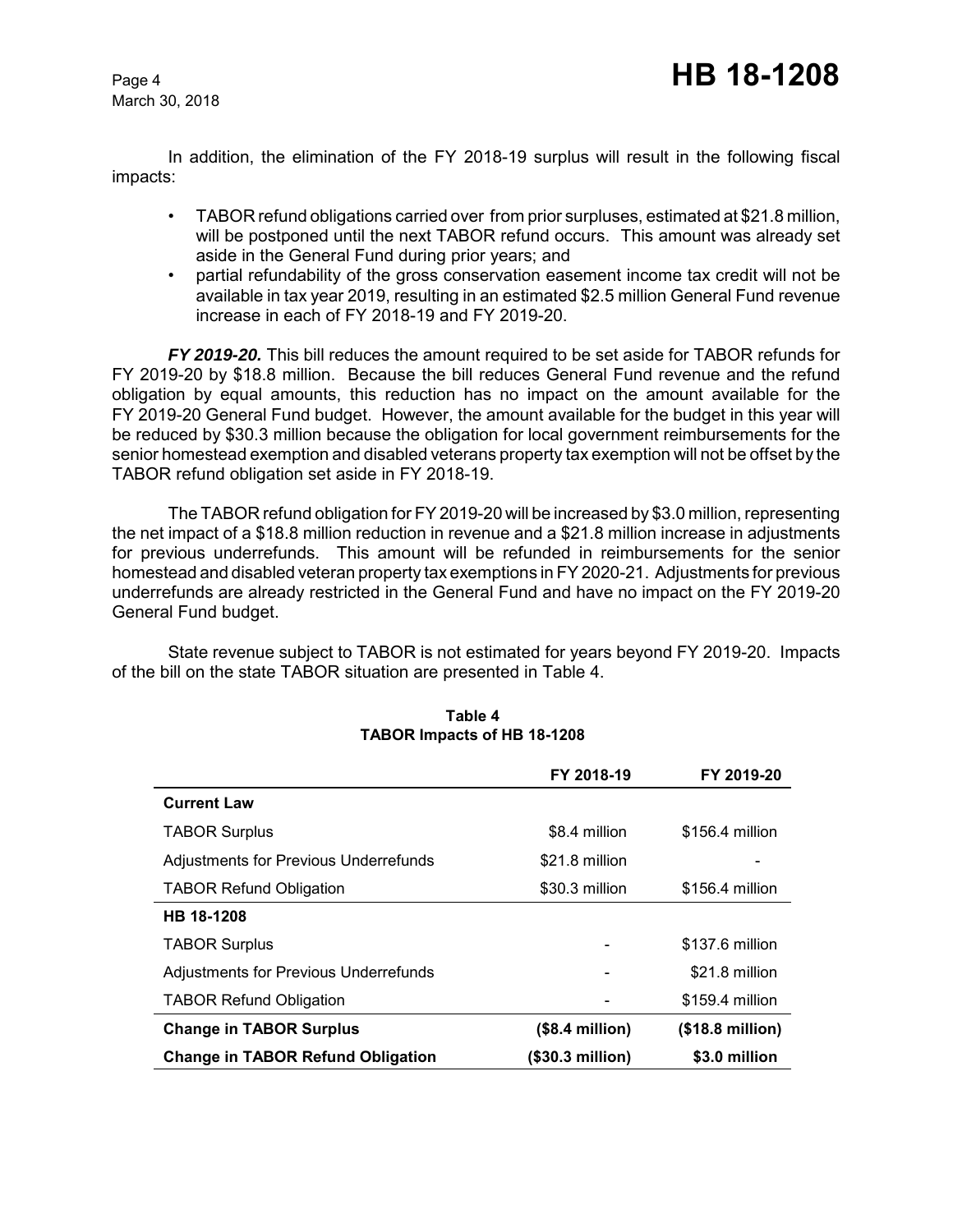In addition, the elimination of the FY 2018-19 surplus will result in the following fiscal impacts:

- TABOR refund obligations carried over from prior surpluses, estimated at $21.8 million, will be postponed until the next TABOR refund occurs. This amount was already set aside in the General Fund during prior years; and
- partial refundability of the gross conservation easement income tax credit will not be available in tax year 2019, resulting in an estimated $2.5 million General Fund revenue increase in each of FY 2018-19 and FY 2019-20.

***FY 2019-20.*** This bill reduces the amount required to be set aside for TABOR refunds for FY 2019-20 by $18.8 million. Because the bill reduces General Fund revenue and the refund obligation by equal amounts, this reduction has no impact on the amount available for the FY 2019-20 General Fund budget. However, the amount available for the budget in this year will be reduced by $30.3 million because the obligation for local government reimbursements for the senior homestead exemption and disabled veterans property tax exemption will not be offset by the TABOR refund obligation set aside in FY 2018-19.

The TABOR refund obligation for FY 2019-20 will be increased by $3.0 million, representing the net impact of a $18.8 million reduction in revenue and a $21.8 million increase in adjustments for previous underrefunds. This amount will be refunded in reimbursements for the senior homestead and disabled veteran property tax exemptions in FY 2020-21. Adjustments for previous underrefunds are already restricted in the General Fund and have no impact on the FY 2019-20 General Fund budget.

State revenue subject to TABOR is not estimated for years beyond FY 2019-20. Impacts of the bill on the state TABOR situation are presented in Table 4.

**Table 4**
**TABOR Impacts of HB 18-1208**

| | FY 2018-19 | FY 2019-20 |
|---|---|---|
| **Current Law** | | |
| TABOR Surplus | $8.4 million | $156.4 million |
| Adjustments for Previous Underrefunds | $21.8 million | - |
| TABOR Refund Obligation | $30.3 million | $156.4 million |
| **HB 18-1208** | | |
| TABOR Surplus | - | $137.6 million |
| Adjustments for Previous Underrefunds | - | $21.8 million |
| TABOR Refund Obligation | - | $159.4 million |
| **Change in TABOR Surplus** | **($8.4 million)** | **($18.8 million)** |
| **Change in TABOR Refund Obligation** | **($30.3 million)** | **$3.0 million** |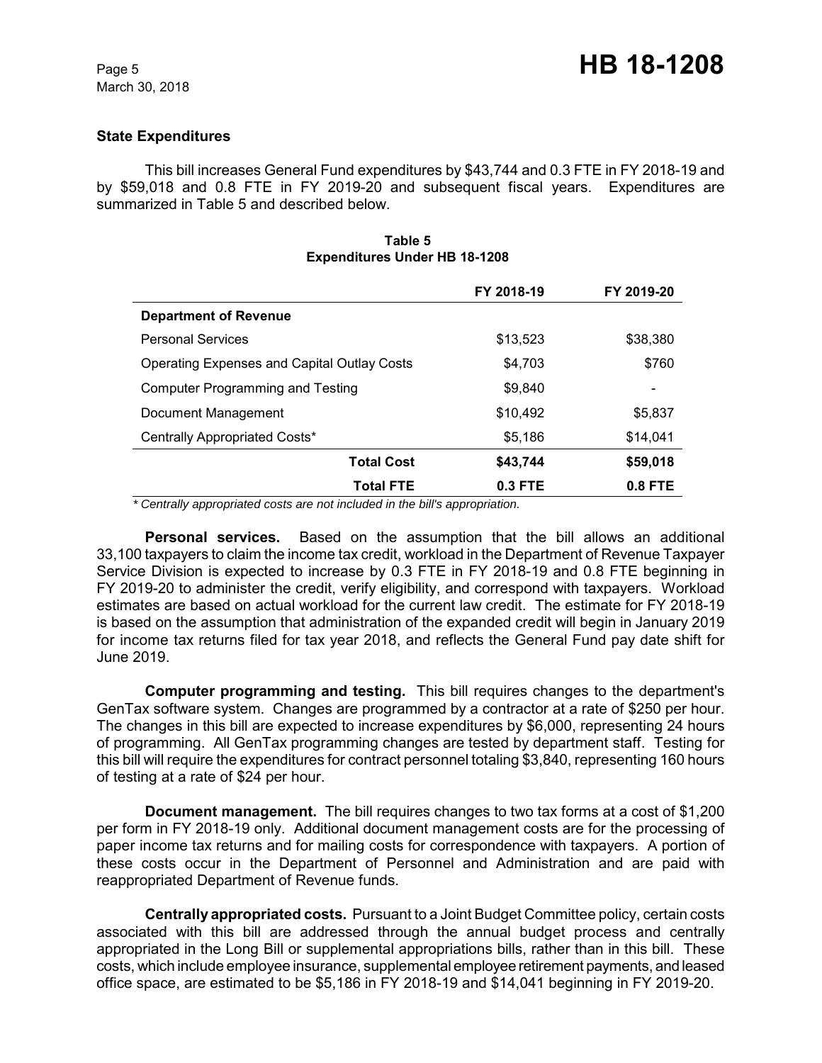### State Expenditures

This bill increases General Fund expenditures by $43,744 and 0.3 FTE in FY 2018-19 and by $59,018 and 0.8 FTE in FY 2019-20 and subsequent fiscal years. Expenditures are summarized in Table 5 and described below.

**Table 5**
**Expenditures Under HB 18-1208**

| | FY 2018-19 | FY 2019-20 |
|---|---|---|
| **Department of Revenue** | | |
| Personal Services | $13,523 | $38,380 |
| Operating Expenses and Capital Outlay Costs | $4,703 | $760 |
| Computer Programming and Testing | $9,840 | - |
| Document Management | $10,492 | $5,837 |
| Centrally Appropriated Costs* | $5,186 | $14,041 |
| **Total Cost** | **$43,744** | **$59,018** |
| **Total FTE** | **0.3 FTE** | **0.8 FTE** |

*\* Centrally appropriated costs are not included in the bill's appropriation.*

**Personal services.** Based on the assumption that the bill allows an additional 33,100 taxpayers to claim the income tax credit, workload in the Department of Revenue Taxpayer Service Division is expected to increase by 0.3 FTE in FY 2018-19 and 0.8 FTE beginning in FY 2019-20 to administer the credit, verify eligibility, and correspond with taxpayers. Workload estimates are based on actual workload for the current law credit. The estimate for FY 2018-19 is based on the assumption that administration of the expanded credit will begin in January 2019 for income tax returns filed for tax year 2018, and reflects the General Fund pay date shift for June 2019.

**Computer programming and testing.** This bill requires changes to the department's GenTax software system. Changes are programmed by a contractor at a rate of $250 per hour. The changes in this bill are expected to increase expenditures by $6,000, representing 24 hours of programming. All GenTax programming changes are tested by department staff. Testing for this bill will require the expenditures for contract personnel totaling $3,840, representing 160 hours of testing at a rate of $24 per hour.

**Document management.** The bill requires changes to two tax forms at a cost of $1,200 per form in FY 2018-19 only. Additional document management costs are for the processing of paper income tax returns and for mailing costs for correspondence with taxpayers. A portion of these costs occur in the Department of Personnel and Administration and are paid with reappropriated Department of Revenue funds.

**Centrally appropriated costs.** Pursuant to a Joint Budget Committee policy, certain costs associated with this bill are addressed through the annual budget process and centrally appropriated in the Long Bill or supplemental appropriations bills, rather than in this bill. These costs, which include employee insurance, supplemental employee retirement payments, and leased office space, are estimated to be $5,186 in FY 2018-19 and $14,041 beginning in FY 2019-20.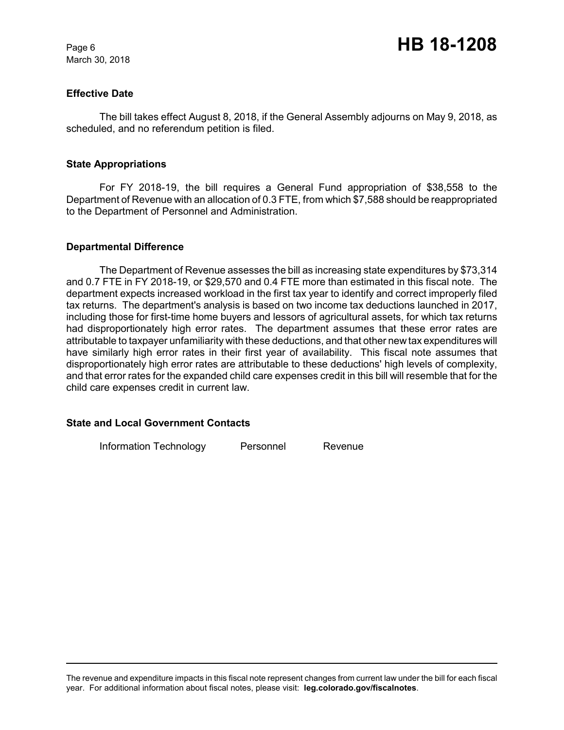### Effective Date

The bill takes effect August 8, 2018, if the General Assembly adjourns on May 9, 2018, as scheduled, and no referendum petition is filed.

### State Appropriations

For FY 2018-19, the bill requires a General Fund appropriation of $38,558 to the Department of Revenue with an allocation of 0.3 FTE, from which $7,588 should be reappropriated to the Department of Personnel and Administration.

### Departmental Difference

The Department of Revenue assesses the bill as increasing state expenditures by $73,314 and 0.7 FTE in FY 2018-19, or $29,570 and 0.4 FTE more than estimated in this fiscal note. The department expects increased workload in the first tax year to identify and correct improperly filed tax returns. The department's analysis is based on two income tax deductions launched in 2017, including those for first-time home buyers and lessors of agricultural assets, for which tax returns had disproportionately high error rates. The department assumes that these error rates are attributable to taxpayer unfamiliarity with these deductions, and that other new tax expenditures will have similarly high error rates in their first year of availability. This fiscal note assumes that disproportionately high error rates are attributable to these deductions' high levels of complexity, and that error rates for the expanded child care expenses credit in this bill will resemble that for the child care expenses credit in current law.

### State and Local Government Contacts

Information Technology    Personnel    Revenue

The revenue and expenditure impacts in this fiscal note represent changes from current law under the bill for each fiscal year. For additional information about fiscal notes, please visit: **leg.colorado.gov/fiscalnotes**.